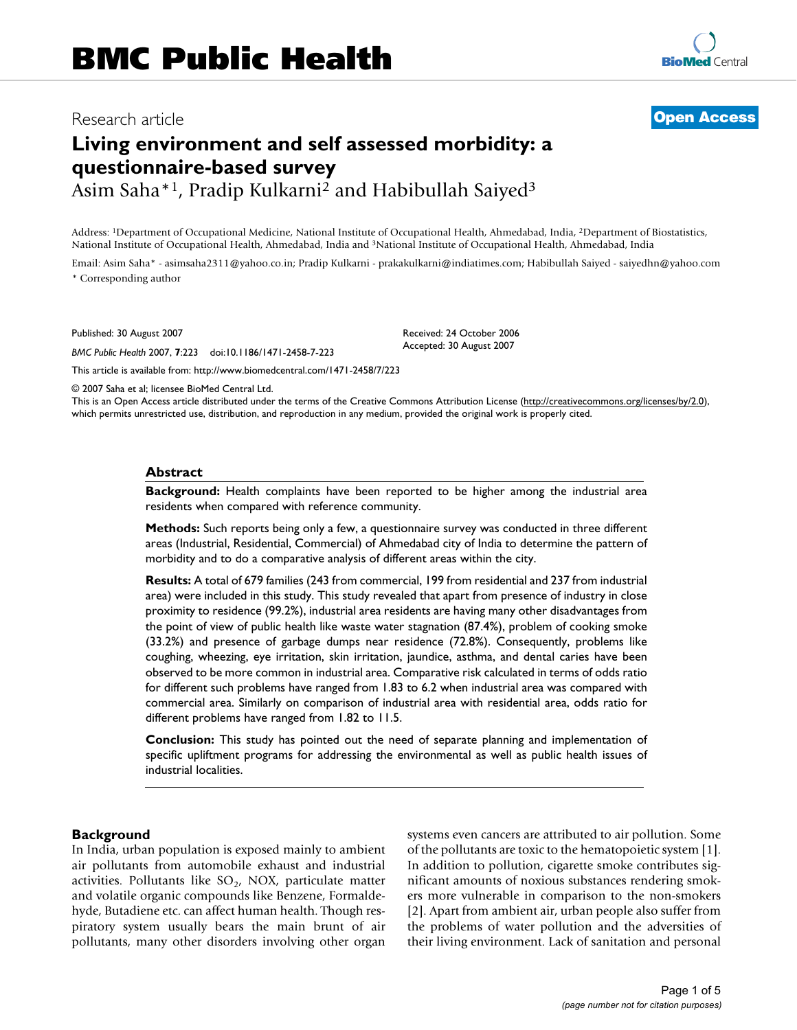Research article

**Open Access**

# Living environment and self assessed morbidity: a questionnaire-based survey

Asim Saha*[1], Pradip Kulkarni[2] and Habibullah Saiyed[3]

Address: [1]Department of Occupational Medicine, National Institute of Occupational Health, Ahmedabad, India, [2]Department of Biostatistics, National Institute of Occupational Health, Ahmedabad, India and [3]National Institute of Occupational Health, Ahmedabad, India

Email: Asim Saha* - asimsaha2311@yahoo.co.in; Pradip Kulkarni - prakakulkarni@indiatimes.com; Habibullah Saiyed - saiyedhn@yahoo.com

\* Corresponding author

Published: 30 August 2007

*BMC Public Health* 2007, **7**:223 doi:10.1186/1471-2458-7-223

Received: 24 October 2006
Accepted: 30 August 2007

This article is available from: http://www.biomedcentral.com/1471-2458/7/223

© 2007 Saha et al; licensee BioMed Central Ltd.

This is an Open Access article distributed under the terms of the Creative Commons Attribution License (http://creativecommons.org/licenses/by/2.0), which permits unrestricted use, distribution, and reproduction in any medium, provided the original work is properly cited.

## Abstract

**Background:** Health complaints have been reported to be higher among the industrial area residents when compared with reference community.

**Methods:** Such reports being only a few, a questionnaire survey was conducted in three different areas (Industrial, Residential, Commercial) of Ahmedabad city of India to determine the pattern of morbidity and to do a comparative analysis of different areas within the city.

**Results:** A total of 679 families (243 from commercial, 199 from residential and 237 from industrial area) were included in this study. This study revealed that apart from presence of industry in close proximity to residence (99.2%), industrial area residents are having many other disadvantages from the point of view of public health like waste water stagnation (87.4%), problem of cooking smoke (33.2%) and presence of garbage dumps near residence (72.8%). Consequently, problems like coughing, wheezing, eye irritation, skin irritation, jaundice, asthma, and dental caries have been observed to be more common in industrial area. Comparative risk calculated in terms of odds ratio for different such problems have ranged from 1.83 to 6.2 when industrial area was compared with commercial area. Similarly on comparison of industrial area with residential area, odds ratio for different problems have ranged from 1.82 to 11.5.

**Conclusion:** This study has pointed out the need of separate planning and implementation of specific upliftment programs for addressing the environmental as well as public health issues of industrial localities.

## Background

In India, urban population is exposed mainly to ambient air pollutants from automobile exhaust and industrial activities. Pollutants like $SO_2$, NOX, particulate matter and volatile organic compounds like Benzene, Formaldehyde, Butadiene etc. can affect human health. Though respiratory system usually bears the main brunt of air pollutants, many other disorders involving other organ systems even cancers are attributed to air pollution. Some of the pollutants are toxic to the hematopoietic system [1]. In addition to pollution, cigarette smoke contributes significant amounts of noxious substances rendering smokers more vulnerable in comparison to the non-smokers [2]. Apart from ambient air, urban people also suffer from the problems of water pollution and the adversities of their living environment. Lack of sanitation and personal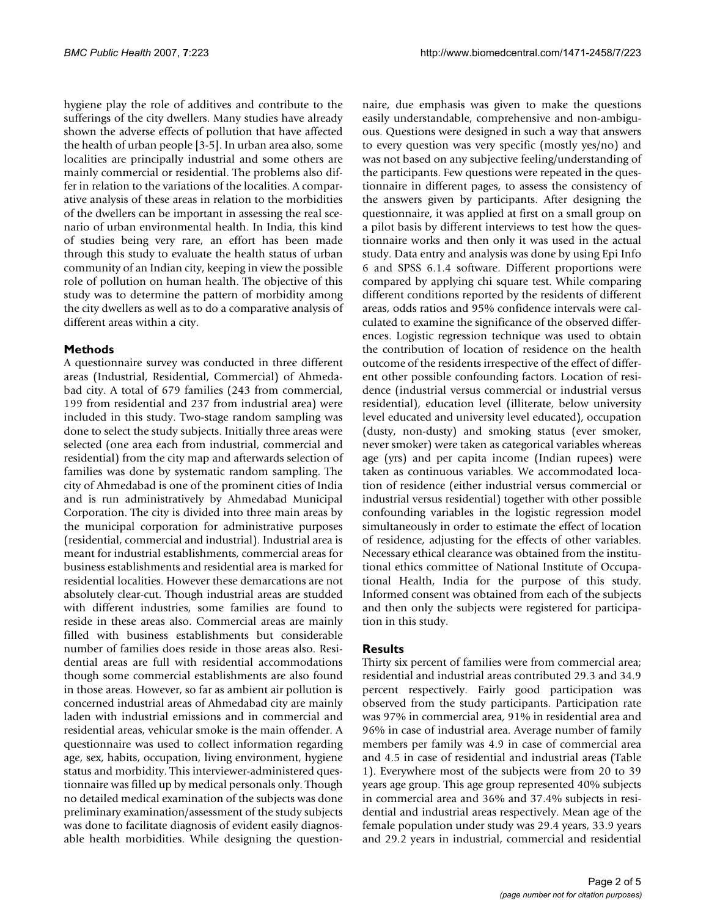hygiene play the role of additives and contribute to the sufferings of the city dwellers. Many studies have already shown the adverse effects of pollution that have affected the health of urban people [3-5]. In urban area also, some localities are principally industrial and some others are mainly commercial or residential. The problems also differ in relation to the variations of the localities. A comparative analysis of these areas in relation to the morbidities of the dwellers can be important in assessing the real scenario of urban environmental health. In India, this kind of studies being very rare, an effort has been made through this study to evaluate the health status of urban community of an Indian city, keeping in view the possible role of pollution on human health. The objective of this study was to determine the pattern of morbidity among the city dwellers as well as to do a comparative analysis of different areas within a city.

## Methods

A questionnaire survey was conducted in three different areas (Industrial, Residential, Commercial) of Ahmedabad city. A total of 679 families (243 from commercial, 199 from residential and 237 from industrial area) were included in this study. Two-stage random sampling was done to select the study subjects. Initially three areas were selected (one area each from industrial, commercial and residential) from the city map and afterwards selection of families was done by systematic random sampling. The city of Ahmedabad is one of the prominent cities of India and is run administratively by Ahmedabad Municipal Corporation. The city is divided into three main areas by the municipal corporation for administrative purposes (residential, commercial and industrial). Industrial area is meant for industrial establishments, commercial areas for business establishments and residential area is marked for residential localities. However these demarcations are not absolutely clear-cut. Though industrial areas are studded with different industries, some families are found to reside in these areas also. Commercial areas are mainly filled with business establishments but considerable number of families does reside in those areas also. Residential areas are full with residential accommodations though some commercial establishments are also found in those areas. However, so far as ambient air pollution is concerned industrial areas of Ahmedabad city are mainly laden with industrial emissions and in commercial and residential areas, vehicular smoke is the main offender. A questionnaire was used to collect information regarding age, sex, habits, occupation, living environment, hygiene status and morbidity. This interviewer-administered questionnaire was filled up by medical personals only. Though no detailed medical examination of the subjects was done preliminary examination/assessment of the study subjects was done to facilitate diagnosis of evident easily diagnosable health morbidities. While designing the questionnaire, due emphasis was given to make the questions easily understandable, comprehensive and non-ambiguous. Questions were designed in such a way that answers to every question was very specific (mostly yes/no) and was not based on any subjective feeling/understanding of the participants. Few questions were repeated in the questionnaire in different pages, to assess the consistency of the answers given by participants. After designing the questionnaire, it was applied at first on a small group on a pilot basis by different interviews to test how the questionnaire works and then only it was used in the actual study. Data entry and analysis was done by using Epi Info 6 and SPSS 6.1.4 software. Different proportions were compared by applying chi square test. While comparing different conditions reported by the residents of different areas, odds ratios and 95% confidence intervals were calculated to examine the significance of the observed differences. Logistic regression technique was used to obtain the contribution of location of residence on the health outcome of the residents irrespective of the effect of different other possible confounding factors. Location of residence (industrial versus commercial or industrial versus residential), education level (illiterate, below university level educated and university level educated), occupation (dusty, non-dusty) and smoking status (ever smoker, never smoker) were taken as categorical variables whereas age (yrs) and per capita income (Indian rupees) were taken as continuous variables. We accommodated location of residence (either industrial versus commercial or industrial versus residential) together with other possible confounding variables in the logistic regression model simultaneously in order to estimate the effect of location of residence, adjusting for the effects of other variables. Necessary ethical clearance was obtained from the institutional ethics committee of National Institute of Occupational Health, India for the purpose of this study. Informed consent was obtained from each of the subjects and then only the subjects were registered for participation in this study.

## Results

Thirty six percent of families were from commercial area; residential and industrial areas contributed 29.3 and 34.9 percent respectively. Fairly good participation was observed from the study participants. Participation rate was 97% in commercial area, 91% in residential area and 96% in case of industrial area. Average number of family members per family was 4.9 in case of commercial area and 4.5 in case of residential and industrial areas (Table 1). Everywhere most of the subjects were from 20 to 39 years age group. This age group represented 40% subjects in commercial area and 36% and 37.4% subjects in residential and industrial areas respectively. Mean age of the female population under study was 29.4 years, 33.9 years and 29.2 years in industrial, commercial and residential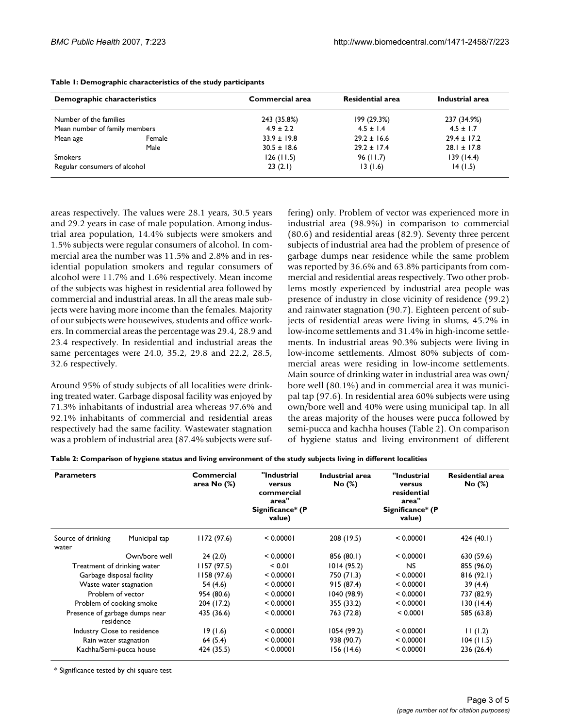**Table 1: Demographic characteristics of the study participants**

| Demographic characteristics | | Commercial area | Residential area | Industrial area |
|---|---|---|---|---|
| Number of the families | | 243 (35.8%) | 199 (29.3%) | 237 (34.9%) |
| Mean number of family members | | 4.9 ± 2.2 | 4.5 ± 1.4 | 4.5 ± 1.7 |
| Mean age | Female | 33.9 ± 19.8 | 29.2 ± 16.6 | 29.4 ± 17.2 |
| | Male | 30.5 ± 18.6 | 29.2 ± 17.4 | 28.1 ± 17.8 |
| Smokers | | 126 (11.5) | 96 (11.7) | 139 (14.4) |
| Regular consumers of alcohol | | 23 (2.1) | 13 (1.6) | 14 (1.5) |

areas respectively. The values were 28.1 years, 30.5 years and 29.2 years in case of male population. Among industrial area population, 14.4% subjects were smokers and 1.5% subjects were regular consumers of alcohol. In commercial area the number was 11.5% and 2.8% and in residential population smokers and regular consumers of alcohol were 11.7% and 1.6% respectively. Mean income of the subjects was highest in residential area followed by commercial and industrial areas. In all the areas male subjects were having more income than the females. Majority of our subjects were housewives, students and office workers. In commercial areas the percentage was 29.4, 28.9 and 23.4 respectively. In residential and industrial areas the same percentages were 24.0, 35.2, 29.8 and 22.2, 28.5, 32.6 respectively.

Around 95% of study subjects of all localities were drinking treated water. Garbage disposal facility was enjoyed by 71.3% inhabitants of industrial area whereas 97.6% and 92.1% inhabitants of commercial and residential areas respectively had the same facility. Wastewater stagnation was a problem of industrial area (87.4% subjects were suffering) only. Problem of vector was experienced more in industrial area (98.9%) in comparison to commercial (80.6) and residential areas (82.9). Seventy three percent subjects of industrial area had the problem of presence of garbage dumps near residence while the same problem was reported by 36.6% and 63.8% participants from commercial and residential areas respectively. Two other problems mostly experienced by industrial area people was presence of industry in close vicinity of residence (99.2) and rainwater stagnation (90.7). Eighteen percent of subjects of residential areas were living in slums, 45.2% in low-income settlements and 31.4% in high-income settlements. In industrial areas 90.3% subjects were living in low-income settlements. Almost 80% subjects of commercial areas were residing in low-income settlements. Main source of drinking water in industrial area was own/bore well (80.1%) and in commercial area it was municipal tap (97.6). In residential area 60% subjects were using own/bore well and 40% were using municipal tap. In all the areas majority of the houses were pucca followed by semi-pucca and kachha houses (Table 2). On comparison of hygiene status and living environment of different

**Table 2: Comparison of hygiene status and living environment of the study subjects living in different localities**

| Parameters | | Commercial area No (%) | "Industrial versus commercial area" Significance* (P value) | Industrial area No (%) | "Industrial versus residential area" Significance* (P value) | Residential area No (%) |
|---|---|---|---|---|---|---|
| Source of drinking water | Municipal tap | 1172 (97.6) | < 0.00001 | 208 (19.5) | < 0.00001 | 424 (40.1) |
| | Own/bore well | 24 (2.0) | < 0.00001 | 856 (80.1) | < 0.00001 | 630 (59.6) |
| Treatment of drinking water | | 1157 (97.5) | < 0.01 | 1014 (95.2) | NS | 855 (96.0) |
| Garbage disposal facility | | 1158 (97.6) | < 0.00001 | 750 (71.3) | < 0.00001 | 816 (92.1) |
| Waste water stagnation | | 54 (4.6) | < 0.00001 | 915 (87.4) | < 0.00001 | 39 (4.4) |
| Problem of vector | | 954 (80.6) | < 0.00001 | 1040 (98.9) | < 0.00001 | 737 (82.9) |
| Problem of cooking smoke | | 204 (17.2) | < 0.00001 | 355 (33.2) | < 0.00001 | 130 (14.4) |
| Presence of garbage dumps near residence | | 435 (36.6) | < 0.00001 | 763 (72.8) | < 0.0001 | 585 (63.8) |
| Industry Close to residence | | 19 (1.6) | < 0.00001 | 1054 (99.2) | < 0.00001 | 11 (1.2) |
| Rain water stagnation | | 64 (5.4) | < 0.00001 | 938 (90.7) | < 0.00001 | 104 (11.5) |
| Kachha/Semi-pucca house | | 424 (35.5) | < 0.00001 | 156 (14.6) | < 0.00001 | 236 (26.4) |

\* Significance tested by chi square test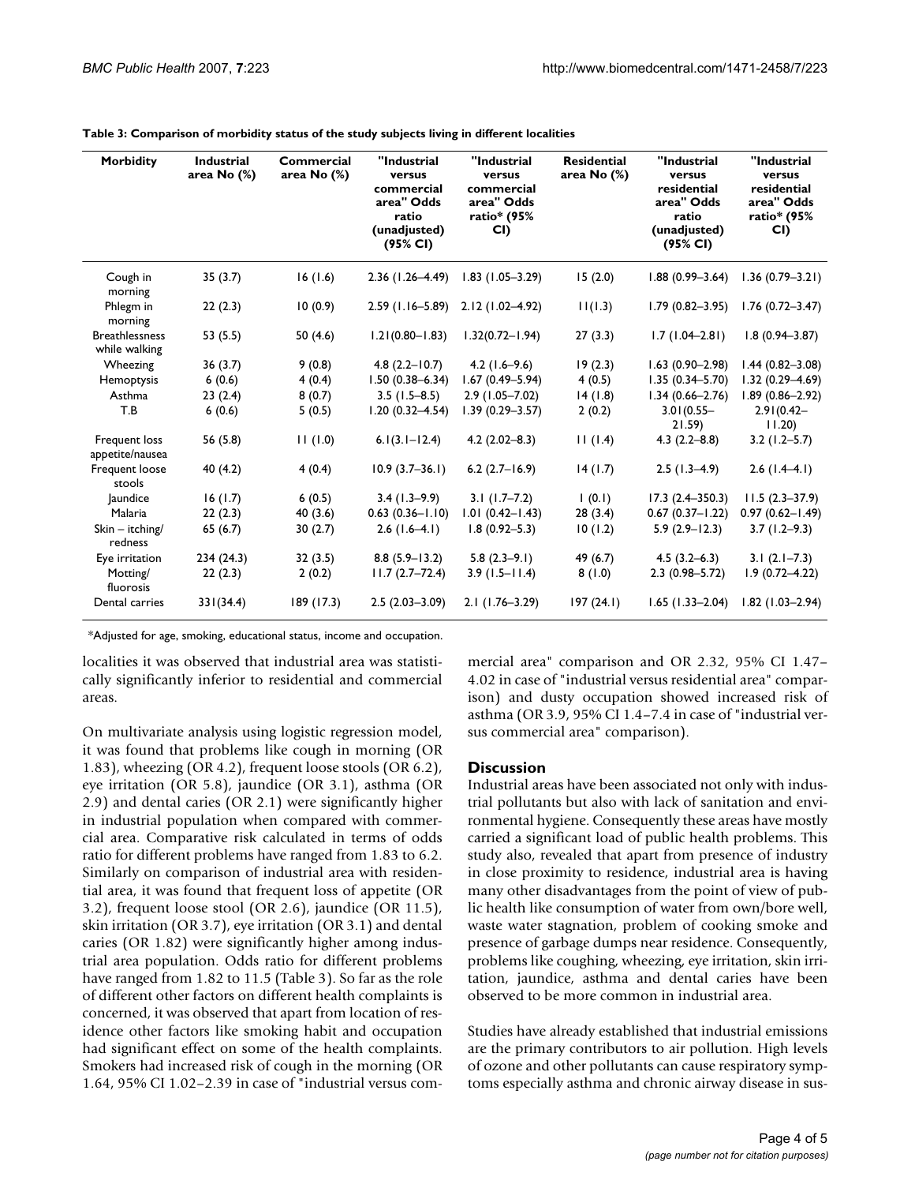**Table 3: Comparison of morbidity status of the study subjects living in different localities**

| Morbidity | Industrial area No (%) | Commercial area No (%) | "Industrial versus commercial area" Odds ratio (unadjusted) (95% CI) | "Industrial versus commercial area" Odds ratio* (95% CI) | Residential area No (%) | "Industrial versus residential area" Odds ratio (unadjusted) (95% CI) | "Industrial versus residential area" Odds ratio* (95% CI) |
|---|---|---|---|---|---|---|---|
| Cough in morning | 35 (3.7) | 16 (1.6) | 2.36 (1.26–4.49) | 1.83 (1.05–3.29) | 15 (2.0) | 1.88 (0.99–3.64) | 1.36 (0.79–3.21) |
| Phlegm in morning | 22 (2.3) | 10 (0.9) | 2.59 (1.16–5.89) | 2.12 (1.02–4.92) | 11(1.3) | 1.79 (0.82–3.95) | 1.76 (0.72–3.47) |
| Breathlessness while walking | 53 (5.5) | 50 (4.6) | 1.21(0.80–1.83) | 1.32(0.72–1.94) | 27 (3.3) | 1.7 (1.04–2.81) | 1.8 (0.94–3.87) |
| Wheezing | 36 (3.7) | 9 (0.8) | 4.8 (2.2–10.7) | 4.2 (1.6–9.6) | 19 (2.3) | 1.63 (0.90–2.98) | 1.44 (0.82–3.08) |
| Hemoptysis | 6 (0.6) | 4 (0.4) | 1.50 (0.38–6.34) | 1.67 (0.49–5.94) | 4 (0.5) | 1.35 (0.34–5.70) | 1.32 (0.29–4.69) |
| Asthma | 23 (2.4) | 8 (0.7) | 3.5 (1.5–8.5) | 2.9 (1.05–7.02) | 14 (1.8) | 1.34 (0.66–2.76) | 1.89 (0.86–2.92) |
| T.B | 6 (0.6) | 5 (0.5) | 1.20 (0.32–4.54) | 1.39 (0.29–3.57) | 2 (0.2) | 3.01(0.55–21.59) | 2.91(0.42–11.20) |
| Frequent loss appetite/nausea | 56 (5.8) | 11 (1.0) | 6.1(3.1–12.4) | 4.2 (2.02–8.3) | 11 (1.4) | 4.3 (2.2–8.8) | 3.2 (1.2–5.7) |
| Frequent loose stools | 40 (4.2) | 4 (0.4) | 10.9 (3.7–36.1) | 6.2 (2.7–16.9) | 14 (1.7) | 2.5 (1.3–4.9) | 2.6 (1.4–4.1) |
| Jaundice | 16 (1.7) | 6 (0.5) | 3.4 (1.3–9.9) | 3.1 (1.7–7.2) | 1 (0.1) | 17.3 (2.4–350.3) | 11.5 (2.3–37.9) |
| Malaria | 22 (2.3) | 40 (3.6) | 0.63 (0.36–1.10) | 1.01 (0.42–1.43) | 28 (3.4) | 0.67 (0.37–1.22) | 0.97 (0.62–1.49) |
| Skin – itching/ redness | 65 (6.7) | 30 (2.7) | 2.6 (1.6–4.1) | 1.8 (0.92–5.3) | 10 (1.2) | 5.9 (2.9–12.3) | 3.7 (1.2–9.3) |
| Eye irritation | 234 (24.3) | 32 (3.5) | 8.8 (5.9–13.2) | 5.8 (2.3–9.1) | 49 (6.7) | 4.5 (3.2–6.3) | 3.1 (2.1–7.3) |
| Motting/ fluorosis | 22 (2.3) | 2 (0.2) | 11.7 (2.7–72.4) | 3.9 (1.5–11.4) | 8 (1.0) | 2.3 (0.98–5.72) | 1.9 (0.72–4.22) |
| Dental carries | 331(34.4) | 189 (17.3) | 2.5 (2.03–3.09) | 2.1 (1.76–3.29) | 197 (24.1) | 1.65 (1.33–2.04) | 1.82 (1.03–2.94) |

*Adjusted for age, smoking, educational status, income and occupation.

localities it was observed that industrial area was statistically significantly inferior to residential and commercial areas.

On multivariate analysis using logistic regression model, it was found that problems like cough in morning (OR 1.83), wheezing (OR 4.2), frequent loose stools (OR 6.2), eye irritation (OR 5.8), jaundice (OR 3.1), asthma (OR 2.9) and dental caries (OR 2.1) were significantly higher in industrial population when compared with commercial area. Comparative risk calculated in terms of odds ratio for different problems have ranged from 1.83 to 6.2. Similarly on comparison of industrial area with residential area, it was found that frequent loss of appetite (OR 3.2), frequent loose stool (OR 2.6), jaundice (OR 11.5), skin irritation (OR 3.7), eye irritation (OR 3.1) and dental caries (OR 1.82) were significantly higher among industrial area population. Odds ratio for different problems have ranged from 1.82 to 11.5 (Table 3). So far as the role of different other factors on different health complaints is concerned, it was observed that apart from location of residence other factors like smoking habit and occupation had significant effect on some of the health complaints. Smokers had increased risk of cough in the morning (OR 1.64, 95% CI 1.02–2.39 in case of "industrial versus commercial area" comparison and OR 2.32, 95% CI 1.47–4.02 in case of "industrial versus residential area" comparison) and dusty occupation showed increased risk of asthma (OR 3.9, 95% CI 1.4–7.4 in case of "industrial versus commercial area" comparison).

## Discussion

Industrial areas have been associated not only with industrial pollutants but also with lack of sanitation and environmental hygiene. Consequently these areas have mostly carried a significant load of public health problems. This study also, revealed that apart from presence of industry in close proximity to residence, industrial area is having many other disadvantages from the point of view of public health like consumption of water from own/bore well, waste water stagnation, problem of cooking smoke and presence of garbage dumps near residence. Consequently, problems like coughing, wheezing, eye irritation, skin irritation, jaundice, asthma and dental caries have been observed to be more common in industrial area.

Studies have already established that industrial emissions are the primary contributors to air pollution. High levels of ozone and other pollutants can cause respiratory symptoms especially asthma and chronic airway disease in sus-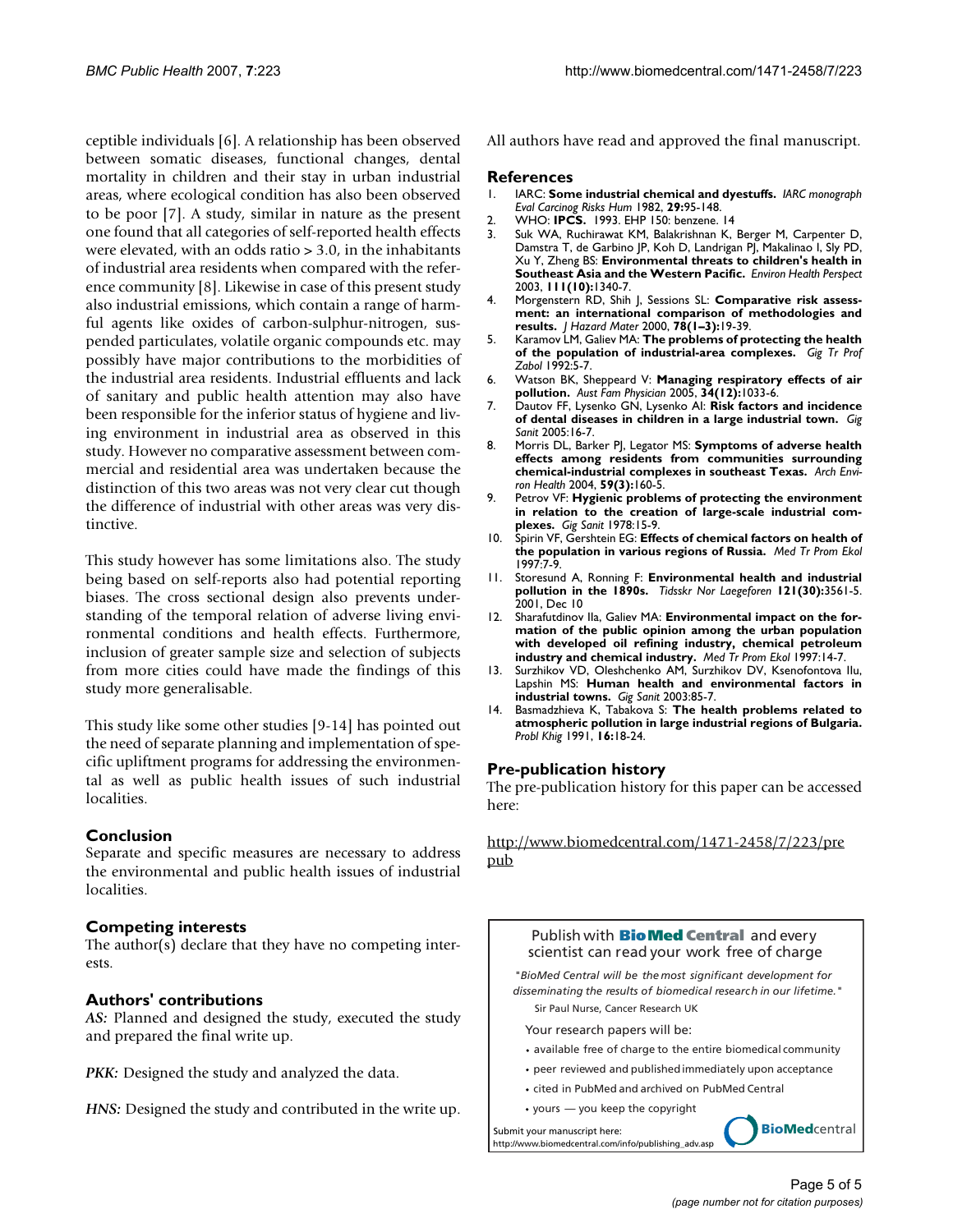ceptible individuals [6]. A relationship has been observed between somatic diseases, functional changes, dental mortality in children and their stay in urban industrial areas, where ecological condition has also been observed to be poor [7]. A study, similar in nature as the present one found that all categories of self-reported health effects were elevated, with an odds ratio > 3.0, in the inhabitants of industrial area residents when compared with the reference community [8]. Likewise in case of this present study also industrial emissions, which contain a range of harmful agents like oxides of carbon-sulphur-nitrogen, suspended particulates, volatile organic compounds etc. may possibly have major contributions to the morbidities of the industrial area residents. Industrial effluents and lack of sanitary and public health attention may also have been responsible for the inferior status of hygiene and living environment in industrial area as observed in this study. However no comparative assessment between commercial and residential area was undertaken because the distinction of this two areas was not very clear cut though the difference of industrial with other areas was very distinctive.

This study however has some limitations also. The study being based on self-reports also had potential reporting biases. The cross sectional design also prevents understanding of the temporal relation of adverse living environmental conditions and health effects. Furthermore, inclusion of greater sample size and selection of subjects from more cities could have made the findings of this study more generalisable.

This study like some other studies [9-14] has pointed out the need of separate planning and implementation of specific upliftment programs for addressing the environmental as well as public health issues of such industrial localities.

## Conclusion

Separate and specific measures are necessary to address the environmental and public health issues of industrial localities.

## Competing interests

The author(s) declare that they have no competing interests.

## Authors' contributions

*AS:* Planned and designed the study, executed the study and prepared the final write up.

*PKK:* Designed the study and analyzed the data.

*HNS:* Designed the study and contributed in the write up.

All authors have read and approved the final manuscript.

## References

1. IARC: **Some industrial chemical and dyestuffs.** *IARC monograph Eval Carcinog Risks Hum* 1982, **29:**95-148.
2. WHO: **IPCS.** 1993. EHP 150: benzene. 14
3. Suk WA, Ruchirawat KM, Balakrishnan K, Berger M, Carpenter D, Damstra T, de Garbino JP, Koh D, Landrigan PJ, Makalinao I, Sly PD, Xu Y, Zheng BS: **Environmental threats to children's health in Southeast Asia and the Western Pacific.** *Environ Health Perspect* 2003, **111(10):**1340-7.
4. Morgenstern RD, Shih J, Sessions SL: **Comparative risk assessment: an international comparison of methodologies and results.** *J Hazard Mater* 2000, **78(1–3):**19-39.
5. Karamov LM, Galiev MA: **The problems of protecting the health of the population of industrial-area complexes.** *Gig Tr Prof Zabol* 1992:5-7.
6. Watson BK, Sheppeard V: **Managing respiratory effects of air pollution.** *Aust Fam Physician* 2005, **34(12):**1033-6.
7. Dautov FF, Lysenko GN, Lysenko AI: **Risk factors and incidence of dental diseases in children in a large industrial town.** *Gig Sanit* 2005:16-7.
8. Morris DL, Barker PJ, Legator MS: **Symptoms of adverse health effects among residents from communities surrounding chemical-industrial complexes in southeast Texas.** *Arch Environ Health* 2004, **59(3):**160-5.
9. Petrov VF: **Hygienic problems of protecting the environment in relation to the creation of large-scale industrial complexes.** *Gig Sanit* 1978:15-9.
10. Spirin VF, Gershtein EG: **Effects of chemical factors on health of the population in various regions of Russia.** *Med Tr Prom Ekol* 1997:7-9.
11. Storesund A, Ronning F: **Environmental health and industrial pollution in the 1890s.** *Tidsskr Nor Laegeforen* **121(30):**3561-5. 2001, Dec 10
12. Sharafutdinov IIa, Galiev MA: **Environmental impact on the formation of the public opinion among the urban population with developed oil refining industry, chemical petroleum industry and chemical industry.** *Med Tr Prom Ekol* 1997:14-7.
13. Surzhikov VD, Oleshchenko AM, Surzhikov DV, Ksenofontova IIu, Lapshin MS: **Human health and environmental factors in industrial towns.** *Gig Sanit* 2003:85-7.
14. Basmadzhieva K, Tabakova S: **The health problems related to atmospheric pollution in large industrial regions of Bulgaria.** *Probl Khig* 1991, **16:**18-24.

## Pre-publication history

The pre-publication history for this paper can be accessed here:

http://www.biomedcentral.com/1471-2458/7/223/prepub

Publish with **BioMed Central** and every scientist can read your work free of charge

*"BioMed Central will be the most significant development for disseminating the results of biomedical research in our lifetime."*
Sir Paul Nurse, Cancer Research UK

Your research papers will be:

- available free of charge to the entire biomedical community
- peer reviewed and published immediately upon acceptance
- cited in PubMed and archived on PubMed Central
- yours — you keep the copyright

Submit your manuscript here:
http://www.biomedcentral.com/info/publishing_adv.asp

BioMedcentral